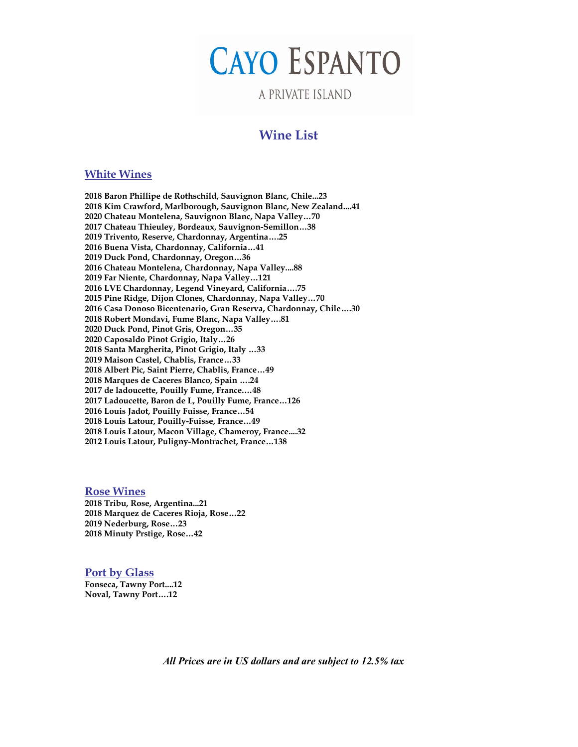# CAYO ESPANTO

A PRIVATE ISLAND

## Wine List

### White Wines

**2018 Baron Phillipe de Rothschild, Sauvignon Blanc, Chile...23**
**2018 Kim Crawford, Marlborough, Sauvignon Blanc, New Zealand....41**
**2020 Chateau Montelena, Sauvignon Blanc, Napa Valley…70**
**2017 Chateau Thieuley, Bordeaux, Sauvignon-Semillon…38**
**2019 Trivento, Reserve, Chardonnay, Argentina….25**
**2016 Buena Vista, Chardonnay, California…41**
**2019 Duck Pond, Chardonnay, Oregon…36**
**2016 Chateau Montelena, Chardonnay, Napa Valley....88**
**2019 Far Niente, Chardonnay, Napa Valley…121**
**2016 LVE Chardonnay, Legend Vineyard, California….75**
**2015 Pine Ridge, Dijon Clones, Chardonnay, Napa Valley…70**
**2016 Casa Donoso Bicentenario, Gran Reserva, Chardonnay, Chile….30**
**2018 Robert Mondavi, Fume Blanc, Napa Valley….81**
**2020 Duck Pond, Pinot Gris, Oregon…35**
**2020 Caposaldo Pinot Grigio, Italy…26**
**2018 Santa Margherita, Pinot Grigio, Italy …33**
**2019 Maison Castel, Chablis, France…33**
**2018 Albert Pic, Saint Pierre, Chablis, France…49**
**2018 Marques de Caceres Blanco, Spain ….24**
**2017 de ladoucette, Pouilly Fume, France….48**
**2017 Ladoucette, Baron de L, Pouilly Fume, France…126**
**2016 Louis Jadot, Pouilly Fuisse, France…54**
**2018 Louis Latour, Pouilly-Fuisse, France…49**
**2018 Louis Latour, Macon Village, Chameroy, France....32**
**2012 Louis Latour, Puligny-Montrachet, France…138**

### Rose Wines

**2018 Tribu, Rose, Argentina...21**
**2018 Marquez de Caceres Rioja, Rose…22**
**2019 Nederburg, Rose…23**
**2018 Minuty Prstige, Rose…42**

### Port by Glass

**Fonseca, Tawny Port....12**
**Noval, Tawny Port….12**

***All Prices are in US dollars and are subject to 12.5% tax***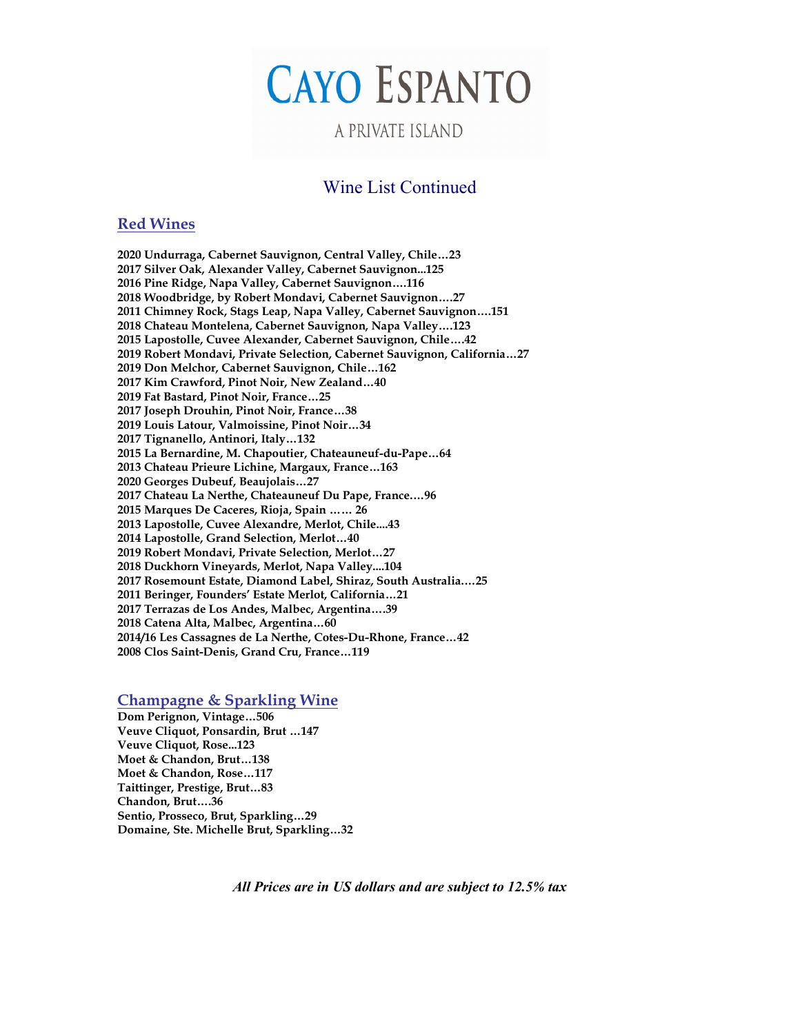# CAYO ESPANTO

A PRIVATE ISLAND

## Wine List Continued

### Red Wines

**2020 Undurraga, Cabernet Sauvignon, Central Valley, Chile…23**
**2017 Silver Oak, Alexander Valley, Cabernet Sauvignon...125**
**2016 Pine Ridge, Napa Valley, Cabernet Sauvignon….116**
**2018 Woodbridge, by Robert Mondavi, Cabernet Sauvignon….27**
**2011 Chimney Rock, Stags Leap, Napa Valley, Cabernet Sauvignon….151**
**2018 Chateau Montelena, Cabernet Sauvignon, Napa Valley….123**
**2015 Lapostolle, Cuvee Alexander, Cabernet Sauvignon, Chile….42**
**2019 Robert Mondavi, Private Selection, Cabernet Sauvignon, California…27**
**2019 Don Melchor, Cabernet Sauvignon, Chile…162**
**2017 Kim Crawford, Pinot Noir, New Zealand…40**
**2019 Fat Bastard, Pinot Noir, France…25**
**2017 Joseph Drouhin, Pinot Noir, France…38**
**2019 Louis Latour, Valmoissine, Pinot Noir…34**
**2017 Tignanello, Antinori, Italy…132**
**2015 La Bernardine, M. Chapoutier, Chateauneuf-du-Pape…64**
**2013 Chateau Prieure Lichine, Margaux, France…163**
**2020 Georges Dubeuf, Beaujolais…27**
**2017 Chateau La Nerthe, Chateauneuf Du Pape, France….96**
**2015 Marques De Caceres, Rioja, Spain …… 26**
**2013 Lapostolle, Cuvee Alexandre, Merlot, Chile....43**
**2014 Lapostolle, Grand Selection, Merlot…40**
**2019 Robert Mondavi, Private Selection, Merlot…27**
**2018 Duckhorn Vineyards, Merlot, Napa Valley....104**
**2017 Rosemount Estate, Diamond Label, Shiraz, South Australia….25**
**2011 Beringer, Founders' Estate Merlot, California…21**
**2017 Terrazas de Los Andes, Malbec, Argentina….39**
**2018 Catena Alta, Malbec, Argentina…60**
**2014/16 Les Cassagnes de La Nerthe, Cotes-Du-Rhone, France…42**
**2008 Clos Saint-Denis, Grand Cru, France…119**

### Champagne & Sparkling Wine

**Dom Perignon, Vintage…506**
**Veuve Cliquot, Ponsardin, Brut …147**
**Veuve Cliquot, Rose...123**
**Moet & Chandon, Brut…138**
**Moet & Chandon, Rose…117**
**Taittinger, Prestige, Brut…83**
**Chandon, Brut….36**
**Sentio, Prosseco, Brut, Sparkling…29**
**Domaine, Ste. Michelle Brut, Sparkling…32**

***All Prices are in US dollars and are subject to 12.5% tax***